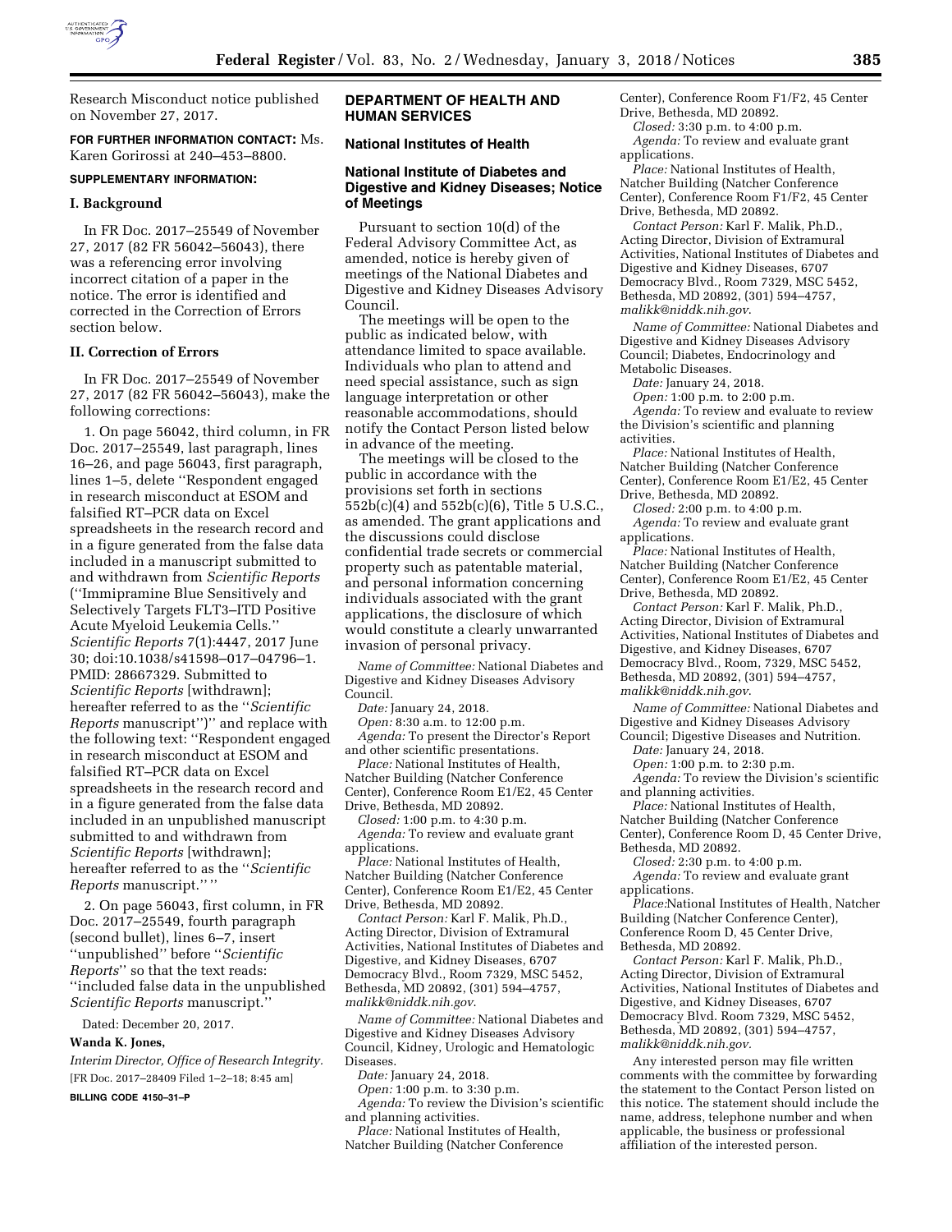Research Misconduct notice published on November 27, 2017.

**FOR FURTHER INFORMATION CONTACT:** Ms. Karen Gorirossi at 240–453–8800.

**SUPPLEMENTARY INFORMATION:**

**I. Background**

In FR Doc. 2017–25549 of November 27, 2017 (82 FR 56042–56043), there was a referencing error involving incorrect citation of a paper in the notice. The error is identified and corrected in the Correction of Errors section below.

**II. Correction of Errors**

In FR Doc. 2017–25549 of November 27, 2017 (82 FR 56042–56043), make the following corrections:

1. On page 56042, third column, in FR Doc. 2017–25549, last paragraph, lines 16–26, and page 56043, first paragraph, lines 1–5, delete ''Respondent engaged in research misconduct at ESOM and falsified RT–PCR data on Excel spreadsheets in the research record and in a figure generated from the false data included in a manuscript submitted to and withdrawn from *Scientific Reports* (''Immipramine Blue Sensitively and Selectively Targets FLT3–ITD Positive Acute Myeloid Leukemia Cells.'' *Scientific Reports* 7(1):4447, 2017 June 30; doi:10.1038/s41598–017–04796–1. PMID: 28667329. Submitted to *Scientific Reports* [withdrawn]; hereafter referred to as the ''*Scientific Reports* manuscript'')'' and replace with the following text: ''Respondent engaged in research misconduct at ESOM and falsified RT–PCR data on Excel spreadsheets in the research record and in a figure generated from the false data included in an unpublished manuscript submitted to and withdrawn from *Scientific Reports* [withdrawn]; hereafter referred to as the ''*Scientific Reports* manuscript.'' ''

2. On page 56043, first column, in FR Doc. 2017–25549, fourth paragraph (second bullet), lines 6–7, insert ''unpublished'' before ''*Scientific Reports*'' so that the text reads: ''included false data in the unpublished *Scientific Reports* manuscript.''

Dated: December 20, 2017.

**Wanda K. Jones,**

*Interim Director, Office of Research Integrity.*

[FR Doc. 2017–28409 Filed 1–2–18; 8:45 am]

**BILLING CODE 4150–31–P**

## DEPARTMENT OF HEALTH AND HUMAN SERVICES

### National Institutes of Health

### National Institute of Diabetes and Digestive and Kidney Diseases; Notice of Meetings

Pursuant to section 10(d) of the Federal Advisory Committee Act, as amended, notice is hereby given of meetings of the National Diabetes and Digestive and Kidney Diseases Advisory Council.

The meetings will be open to the public as indicated below, with attendance limited to space available. Individuals who plan to attend and need special assistance, such as sign language interpretation or other reasonable accommodations, should notify the Contact Person listed below in advance of the meeting.

The meetings will be closed to the public in accordance with the provisions set forth in sections 552b(c)(4) and 552b(c)(6), Title 5 U.S.C., as amended. The grant applications and the discussions could disclose confidential trade secrets or commercial property such as patentable material, and personal information concerning individuals associated with the grant applications, the disclosure of which would constitute a clearly unwarranted invasion of personal privacy.

*Name of Committee:* National Diabetes and Digestive and Kidney Diseases Advisory Council.

*Date:* January 24, 2018.

*Open:* 8:30 a.m. to 12:00 p.m.

*Agenda:* To present the Director's Report and other scientific presentations.

*Place:* National Institutes of Health, Natcher Building (Natcher Conference Center), Conference Room E1/E2, 45 Center Drive, Bethesda, MD 20892.

*Closed:* 1:00 p.m. to 4:30 p.m.

*Agenda:* To review and evaluate grant applications.

*Place:* National Institutes of Health, Natcher Building (Natcher Conference Center), Conference Room E1/E2, 45 Center Drive, Bethesda, MD 20892.

*Contact Person:* Karl F. Malik, Ph.D., Acting Director, Division of Extramural Activities, National Institutes of Diabetes and Digestive, and Kidney Diseases, 6707 Democracy Blvd., Room 7329, MSC 5452, Bethesda, MD 20892, (301) 594–4757, *malikk@niddk.nih.gov*.

*Name of Committee:* National Diabetes and Digestive and Kidney Diseases Advisory Council, Kidney, Urologic and Hematologic Diseases.

*Date:* January 24, 2018.

*Open:* 1:00 p.m. to 3:30 p.m.

*Agenda:* To review the Division's scientific and planning activities.

*Place:* National Institutes of Health, Natcher Building (Natcher Conference Center), Conference Room F1/F2, 45 Center Drive, Bethesda, MD 20892.

*Closed:* 3:30 p.m. to 4:00 p.m.

*Agenda:* To review and evaluate grant applications.

*Place:* National Institutes of Health, Natcher Building (Natcher Conference Center), Conference Room F1/F2, 45 Center Drive, Bethesda, MD 20892.

*Contact Person:* Karl F. Malik, Ph.D., Acting Director, Division of Extramural Activities, National Institutes of Diabetes and Digestive and Kidney Diseases, 6707 Democracy Blvd., Room 7329, MSC 5452, Bethesda, MD 20892, (301) 594–4757, *malikk@niddk.nih.gov*.

*Name of Committee:* National Diabetes and Digestive and Kidney Diseases Advisory Council; Diabetes, Endocrinology and Metabolic Diseases.

*Date:* January 24, 2018.

*Open:* 1:00 p.m. to 2:00 p.m.

*Agenda:* To review and evaluate to review the Division's scientific and planning activities.

*Place:* National Institutes of Health, Natcher Building (Natcher Conference Center), Conference Room E1/E2, 45 Center Drive, Bethesda, MD 20892.

*Closed:* 2:00 p.m. to 4:00 p.m.

*Agenda:* To review and evaluate grant applications.

*Place:* National Institutes of Health, Natcher Building (Natcher Conference Center), Conference Room E1/E2, 45 Center Drive, Bethesda, MD 20892.

*Contact Person:* Karl F. Malik, Ph.D., Acting Director, Division of Extramural Activities, National Institutes of Diabetes and Digestive, and Kidney Diseases, 6707 Democracy Blvd., Room, 7329, MSC 5452, Bethesda, MD 20892, (301) 594–4757, *malikk@niddk.nih.gov*.

*Name of Committee:* National Diabetes and Digestive and Kidney Diseases Advisory Council; Digestive Diseases and Nutrition.

*Date:* January 24, 2018.

*Open:* 1:00 p.m. to 2:30 p.m.

*Agenda:* To review the Division's scientific and planning activities.

*Place:* National Institutes of Health, Natcher Building (Natcher Conference Center), Conference Room D, 45 Center Drive, Bethesda, MD 20892.

*Closed:* 2:30 p.m. to 4:00 p.m.

*Agenda:* To review and evaluate grant applications.

*Place:*National Institutes of Health, Natcher Building (Natcher Conference Center), Conference Room D, 45 Center Drive, Bethesda, MD 20892.

*Contact Person:* Karl F. Malik, Ph.D., Acting Director, Division of Extramural Activities, National Institutes of Diabetes and Digestive, and Kidney Diseases, 6707 Democracy Blvd. Room 7329, MSC 5452, Bethesda, MD 20892, (301) 594–4757, *malikk@niddk.nih.gov*.

Any interested person may file written comments with the committee by forwarding the statement to the Contact Person listed on this notice. The statement should include the name, address, telephone number and when applicable, the business or professional affiliation of the interested person.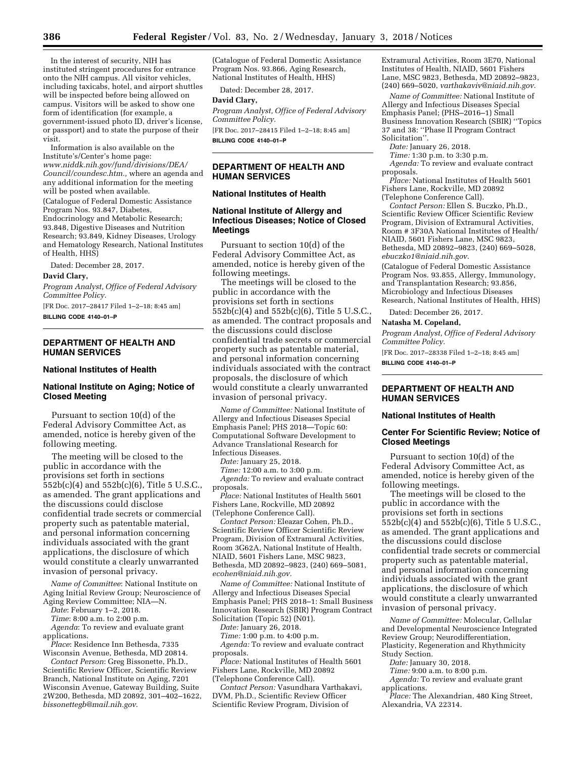In the interest of security, NIH has instituted stringent procedures for entrance onto the NIH campus. All visitor vehicles, including taxicabs, hotel, and airport shuttles will be inspected before being allowed on campus. Visitors will be asked to show one form of identification (for example, a government-issued photo ID, driver's license, or passport) and to state the purpose of their visit.

Information is also available on the Institute's/Center's home page: *www.niddk.nih.gov/fund/divisions/DEA/Council/coundesc.htm.*, where an agenda and any additional information for the meeting will be posted when available.

(Catalogue of Federal Domestic Assistance Program Nos. 93.847, Diabetes, Endocrinology and Metabolic Research; 93.848, Digestive Diseases and Nutrition Research; 93.849, Kidney Diseases, Urology and Hematology Research, National Institutes of Health, HHS)

Dated: December 28, 2017.

**David Clary,**

*Program Analyst, Office of Federal Advisory Committee Policy.*

[FR Doc. 2017–28417 Filed 1–2–18; 8:45 am]

**BILLING CODE 4140–01–P**

## DEPARTMENT OF HEALTH AND HUMAN SERVICES

### National Institutes of Health

### National Institute on Aging; Notice of Closed Meeting

Pursuant to section 10(d) of the Federal Advisory Committee Act, as amended, notice is hereby given of the following meeting.

The meeting will be closed to the public in accordance with the provisions set forth in sections 552b(c)(4) and 552b(c)(6), Title 5 U.S.C., as amended. The grant applications and the discussions could disclose confidential trade secrets or commercial property such as patentable material, and personal information concerning individuals associated with the grant applications, the disclosure of which would constitute a clearly unwarranted invasion of personal privacy.

*Name of Committee*: National Institute on Aging Initial Review Group; Neuroscience of Aging Review Committee; NIA—N.

*Date*: February 1–2, 2018.

*Time*: 8:00 a.m. to 2:00 p.m.

*Agenda*: To review and evaluate grant applications.

*Place*: Residence Inn Bethesda, 7335 Wisconsin Avenue, Bethesda, MD 20814.

*Contact Person*: Greg Bissonette, Ph.D., Scientific Review Officer, Scientific Review Branch, National Institute on Aging, 7201 Wisconsin Avenue, Gateway Building, Suite 2W200, Bethesda, MD 20892, 301–402–1622, *bissonettegb@mail.nih.gov*.

(Catalogue of Federal Domestic Assistance Program Nos. 93.866, Aging Research, National Institutes of Health, HHS)

Dated: December 28, 2017.

**David Clary,**

*Program Analyst, Office of Federal Advisory Committee Policy.*

[FR Doc. 2017–28415 Filed 1–2–18; 8:45 am]

**BILLING CODE 4140–01–P**

## DEPARTMENT OF HEALTH AND HUMAN SERVICES

### National Institutes of Health

### National Institute of Allergy and Infectious Diseases; Notice of Closed Meetings

Pursuant to section 10(d) of the Federal Advisory Committee Act, as amended, notice is hereby given of the following meetings.

The meetings will be closed to the public in accordance with the provisions set forth in sections 552b(c)(4) and 552b(c)(6), Title 5 U.S.C., as amended. The contract proposals and the discussions could disclose confidential trade secrets or commercial property such as patentable material, and personal information concerning individuals associated with the contract proposals, the disclosure of which would constitute a clearly unwarranted invasion of personal privacy.

*Name of Committee:* National Institute of Allergy and Infectious Diseases Special Emphasis Panel; PHS 2018—Topic 60: Computational Software Development to Advance Translational Research for Infectious Diseases.

*Date:* January 25, 2018.

*Time:* 12:00 a.m. to 3:00 p.m.

*Agenda:* To review and evaluate contract proposals.

*Place:* National Institutes of Health 5601 Fishers Lane, Rockville, MD 20892 (Telephone Conference Call).

*Contact Person:* Eleazar Cohen, Ph.D., Scientific Review Officer Scientific Review Program, Division of Extramural Activities, Room 3G62A, National Institute of Health, NIAID, 5601 Fishers Lane, MSC 9823, Bethesda, MD 20892–9823, (240) 669–5081, *ecohen@niaid.nih.gov.*

*Name of Committee:* National Institute of Allergy and Infectious Diseases Special Emphasis Panel; PHS 2018–1: Small Business Innovation Research (SBIR) Program Contract Solicitation (Topic 52) (N01).

*Date:* January 26, 2018.

*Time:* 1:00 p.m. to 4:00 p.m.

*Agenda:* To review and evaluate contract proposals.

*Place:* National Institutes of Health 5601 Fishers Lane, Rockville, MD 20892 (Telephone Conference Call).

*Contact Person:* Vasundhara Varthakavi, DVM, Ph.D., Scientific Review Officer Scientific Review Program, Division of Extramural Activities, Room 3E70, National Institutes of Health, NIAID, 5601 Fishers Lane, MSC 9823, Bethesda, MD 20892–9823, (240) 669–5020, *varthakaviv@niaid.nih.gov.*

*Name of Committee:* National Institute of Allergy and Infectious Diseases Special Emphasis Panel; (PHS–2016–1) Small Business Innovation Research (SBIR) ''Topics 37 and 38: ''Phase II Program Contract Solicitation''.

*Date:* January 26, 2018.

*Time:* 1:30 p.m. to 3:30 p.m.

*Agenda:* To review and evaluate contract proposals.

*Place:* National Institutes of Health 5601 Fishers Lane, Rockville, MD 20892 (Telephone Conference Call).

*Contact Person:* Ellen S. Buczko, Ph.D., Scientific Review Officer Scientific Review Program, Division of Extramural Activities, Room # 3F30A National Institutes of Health/NIAID, 5601 Fishers Lane, MSC 9823, Bethesda, MD 20892–9823, (240) 669–5028, *ebuczko1@niaid.nih.gov.*

(Catalogue of Federal Domestic Assistance Program Nos. 93.855, Allergy, Immunology, and Transplantation Research; 93.856, Microbiology and Infectious Diseases Research, National Institutes of Health, HHS)

Dated: December 26, 2017.

**Natasha M. Copeland,**

*Program Analyst, Office of Federal Advisory Committee Policy.*

[FR Doc. 2017–28338 Filed 1–2–18; 8:45 am]

**BILLING CODE 4140–01–P**

## DEPARTMENT OF HEALTH AND HUMAN SERVICES

### National Institutes of Health

### Center For Scientific Review; Notice of Closed Meetings

Pursuant to section 10(d) of the Federal Advisory Committee Act, as amended, notice is hereby given of the following meetings.

The meetings will be closed to the public in accordance with the provisions set forth in sections 552b(c)(4) and 552b(c)(6), Title 5 U.S.C., as amended. The grant applications and the discussions could disclose confidential trade secrets or commercial property such as patentable material, and personal information concerning individuals associated with the grant applications, the disclosure of which would constitute a clearly unwarranted invasion of personal privacy.

*Name of Committee:* Molecular, Cellular and Developmental Neuroscience Integrated Review Group; Neurodifferentiation, Plasticity, Regeneration and Rhythmicity Study Section.

*Date:* January 30, 2018.

*Time:* 9:00 a.m. to 8:00 p.m.

*Agenda:* To review and evaluate grant applications.

*Place:* The Alexandrian, 480 King Street, Alexandria, VA 22314.